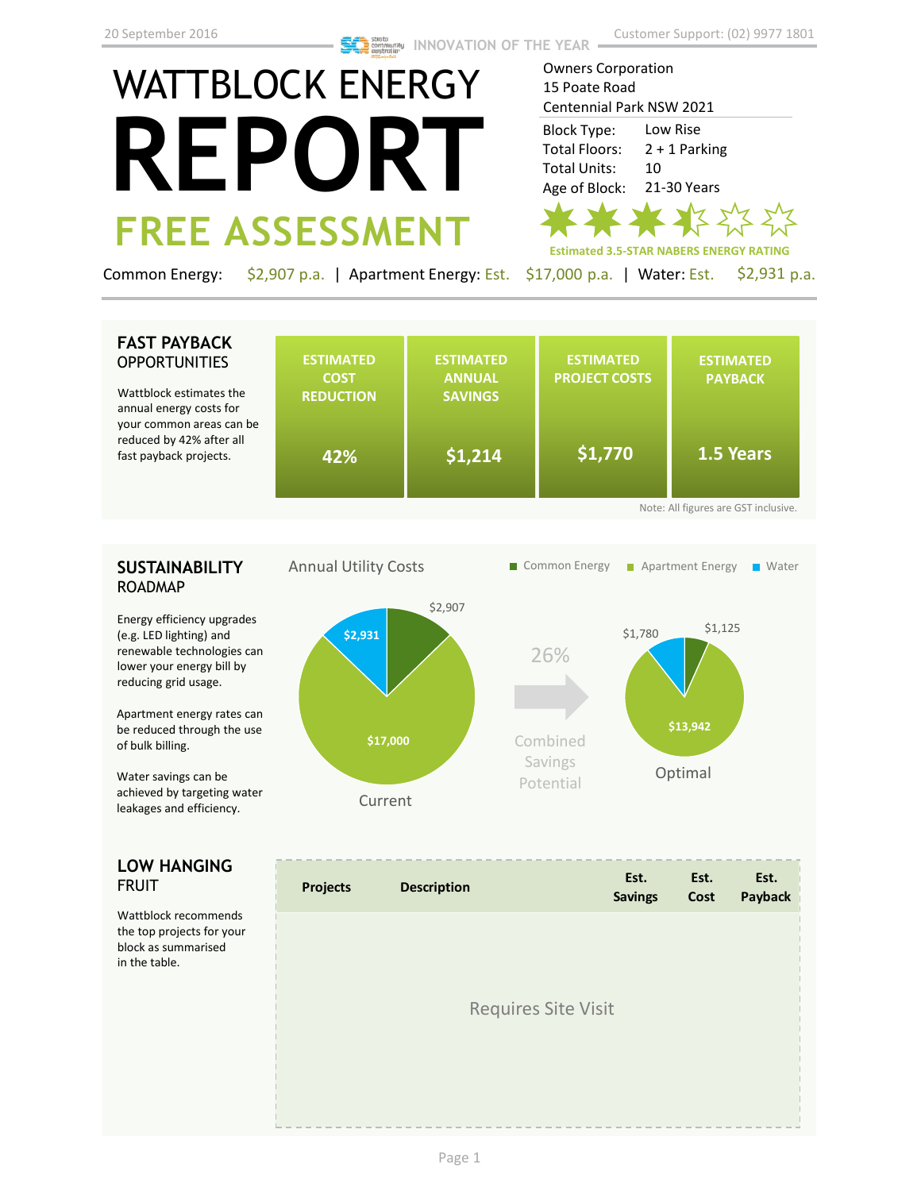20 September 2016

INNOVATION OF THE YEAR

Customer Support: (02) 9977 1801

# WATTBLOCK ENERGY REPORT

## FREE ASSESSMENT

Owners Corporation
15 Poate Road
Centennial Park NSW 2021

| | |
|---|---|
| Block Type: | Low Rise |
| Total Floors: | 2 + 1 Parking |
| Total Units: | 10 |
| Age of Block: | 21-30 Years |

**Estimated 3.5-STAR NABERS ENERGY RATING**

Common Energy: $2,907 p.a. | Apartment Energy: Est. $17,000 p.a. | Water: Est. $2,931 p.a.

## FAST PAYBACK OPPORTUNITIES

Wattblock estimates the annual energy costs for your common areas can be reduced by 42% after all fast payback projects.

| ESTIMATED COST REDUCTION | ESTIMATED ANNUAL SAVINGS | ESTIMATED PROJECT COSTS | ESTIMATED PAYBACK |
|---|---|---|---|
| 42% | $1,214 | $1,770 | 1.5 Years |

Note: All figures are GST inclusive.

## SUSTAINABILITY ROADMAP

Energy efficiency upgrades (e.g. LED lighting) and renewable technologies can lower your energy bill by reducing grid usage.

Apartment energy rates can be reduced through the use of bulk billing.

Water savings can be achieved by targeting water leakages and efficiency.

Annual Utility Costs

| | Common Energy | Apartment Energy | Water |
|---|---|---|---|
| Current | $2,907 | $17,000 | $2,931 |
| Optimal | $1,125 | $13,942 | $1,780 |

26% Combined Savings Potential

## LOW HANGING FRUIT

Wattblock recommends the top projects for your block as summarised in the table.

| Projects | Description | Est. Savings | Est. Cost | Est. Payback |
|---|---|---|---|---|
| Requires Site Visit | | | | |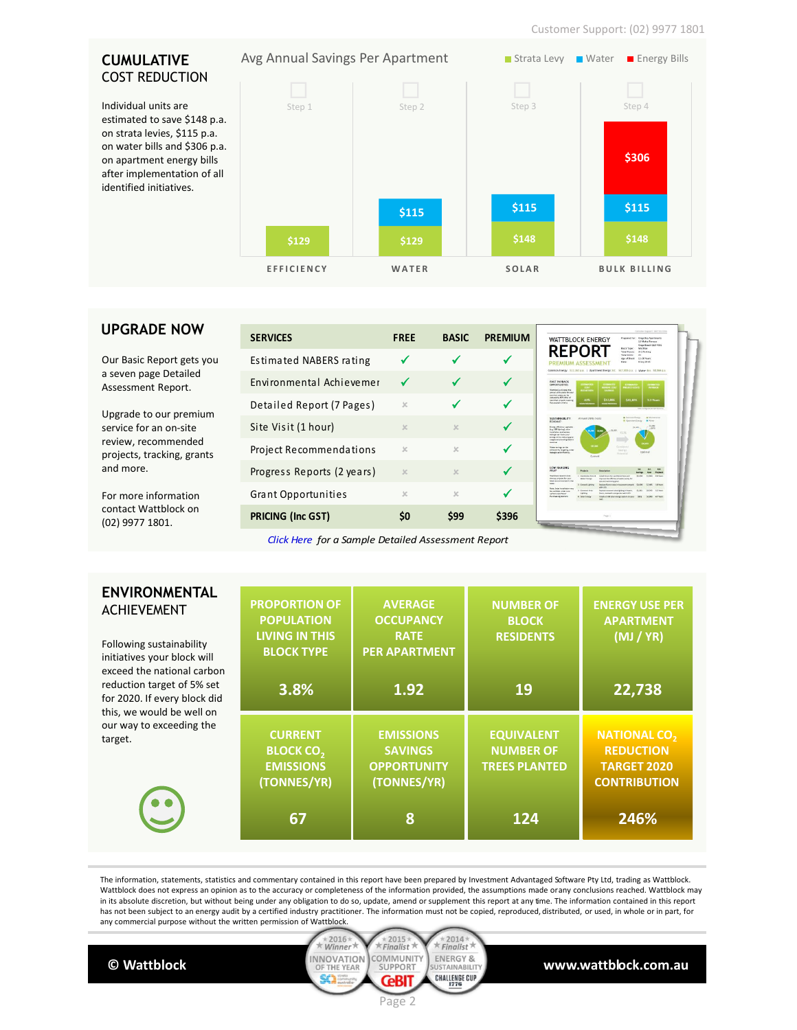Customer Support: (02) 9977 1801

## CUMULATIVE COST REDUCTION

Individual units are estimated to save $148 p.a. on strata levies, $115 p.a. on water bills and $306 p.a. on apartment energy bills after implementation of all identified initiatives.

Avg Annual Savings Per Apartment

Strata Levy  Water  Energy Bills

Step 1  Step 2  Step 3  Step 4

$129

$115
$129

$115
$148

$306
$115
$148

EFFICIENCY  WATER  SOLAR  BULK BILLING

## UPGRADE NOW

Our Basic Report gets you a seven page Detailed Assessment Report.

Upgrade to our premium service for an on-site review, recommended projects, tracking, grants and more.

For more information contact Wattblock on (02) 9977 1801.

| SERVICES | FREE | BASIC | PREMIUM |
|---|---|---|---|
| Estimated NABERS rating | ✓ | ✓ | ✓ |
| Environmental Achievemen | ✓ | ✓ | ✓ |
| Detailed Report (7 Pages) | × | ✓ | ✓ |
| Site Visit (1 hour) | × | × | ✓ |
| Project Recommendations | × | × | ✓ |
| Progress Reports (2 years) | × | × | ✓ |
| Grant Opportunities | × | × | ✓ |
| **PRICING (Inc GST)** | **$0** | **$99** | **$396** |

*Click Here for a Sample Detailed Assessment Report*

## ENVIRONMENTAL ACHIEVEMENT

Following sustainability initiatives your block will exceed the national carbon reduction target of 5% set for 2020. If every block did this, we would be well on our way to exceeding the target.

| | | | |
|---|---|---|---|
| PROPORTION OF POPULATION LIVING IN THIS BLOCK TYPE | AVERAGE OCCUPANCY RATE PER APARTMENT | NUMBER OF BLOCK RESIDENTS | ENERGY USE PER APARTMENT (MJ / YR) |
| 3.8% | 1.92 | 19 | 22,738 |
| CURRENT BLOCK $CO_2$ EMISSIONS (TONNES/YR) | EMISSIONS SAVINGS OPPORTUNITY (TONNES/YR) | EQUIVALENT NUMBER OF TREES PLANTED | NATIONAL $CO_2$ REDUCTION TARGET 2020 CONTRIBUTION |
| 67 | 8 | 124 | 246% |

The information, statements, statistics and commentary contained in this report have been prepared by Investment Advantaged Software Pty Ltd, trading as Wattblock. Wattblock does not express an opinion as to the accuracy or completeness of the information provided, the assumptions made orany conclusions reached. Wattblock may in its absolute discretion, but without being under any obligation to do so, update, amend or supplement this report at any time. The information contained in this report has not been subject to an energy audit by a certified industry practitioner. The information must not be copied, reproduced, distributed, or used, in whole or in part, for any commercial purpose without the written permission of Wattblock.

© Wattblock

2016 Winner INNOVATION OF THE YEAR · 2015 Finalist COMMUNITY SUPPORT CeBIT · 2014 Finalist ENERGY & SUSTAINABILITY CHALLENGE CUP

www.wattblock.com.au